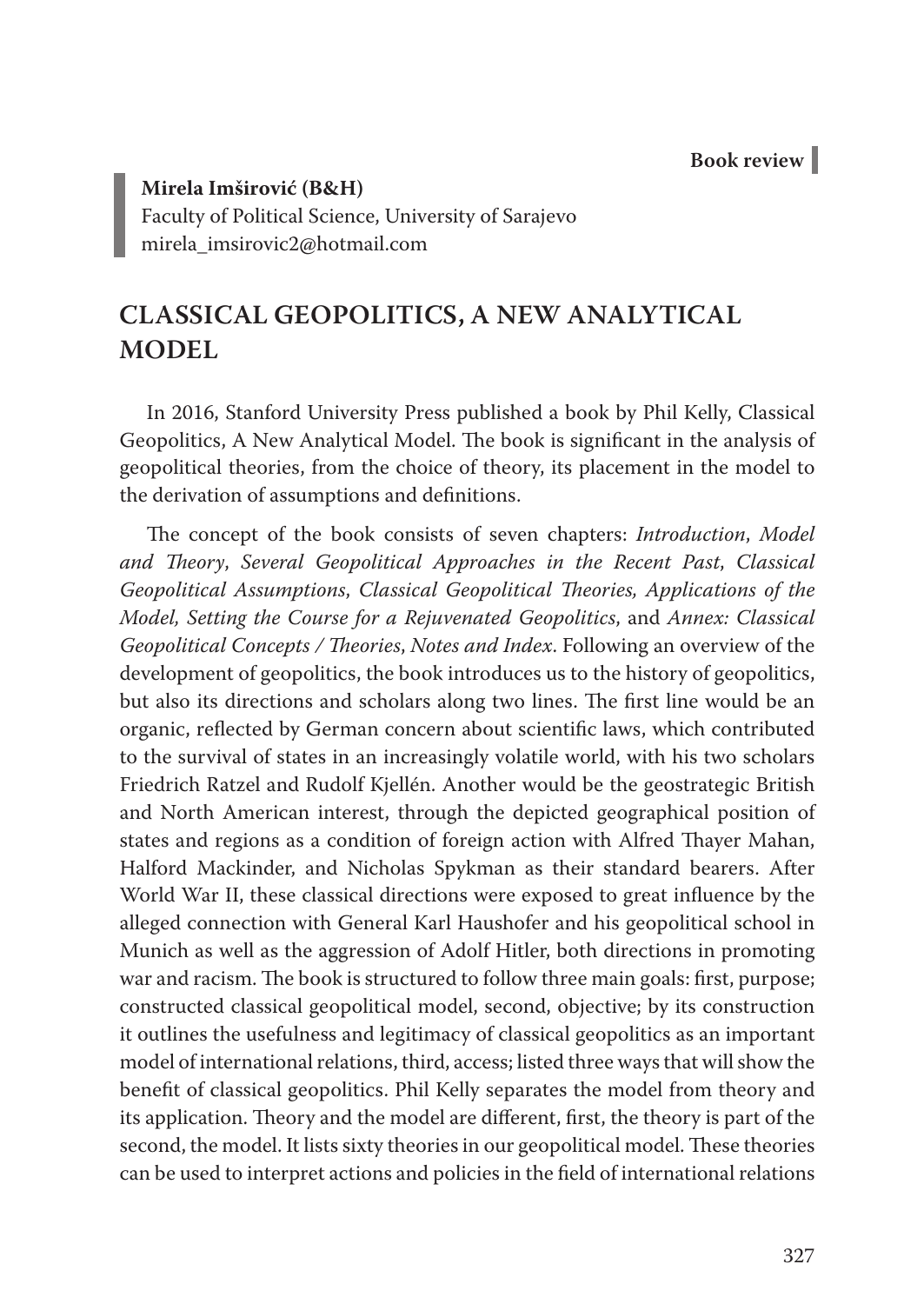Book review

**Mirela Imširović (B&H)**
Faculty of Political Science, University of Sarajevo
mirela_imsirovic2@hotmail.com

# CLASSICAL GEOPOLITICS, A NEW ANALYTICAL MODEL

In 2016, Stanford University Press published a book by Phil Kelly, Classical Geopolitics, A New Analytical Model. The book is significant in the analysis of geopolitical theories, from the choice of theory, its placement in the model to the derivation of assumptions and definitions.

The concept of the book consists of seven chapters: *Introduction*, *Model and Theory*, *Several Geopolitical Approaches in the Recent Past*, *Classical Geopolitical Assumptions*, *Classical Geopolitical Theories, Applications of the Model, Setting the Course for a Rejuvenated Geopolitics*, and *Annex: Classical Geopolitical Concepts / Theories*, *Notes and Index*. Following an overview of the development of geopolitics, the book introduces us to the history of geopolitics, but also its directions and scholars along two lines. The first line would be an organic, reflected by German concern about scientific laws, which contributed to the survival of states in an increasingly volatile world, with his two scholars Friedrich Ratzel and Rudolf Kjellén. Another would be the geostrategic British and North American interest, through the depicted geographical position of states and regions as a condition of foreign action with Alfred Thayer Mahan, Halford Mackinder, and Nicholas Spykman as their standard bearers. After World War II, these classical directions were exposed to great influence by the alleged connection with General Karl Haushofer and his geopolitical school in Munich as well as the aggression of Adolf Hitler, both directions in promoting war and racism. The book is structured to follow three main goals: first, purpose; constructed classical geopolitical model, second, objective; by its construction it outlines the usefulness and legitimacy of classical geopolitics as an important model of international relations, third, access; listed three ways that will show the benefit of classical geopolitics. Phil Kelly separates the model from theory and its application. Theory and the model are different, first, the theory is part of the second, the model. It lists sixty theories in our geopolitical model. These theories can be used to interpret actions and policies in the field of international relations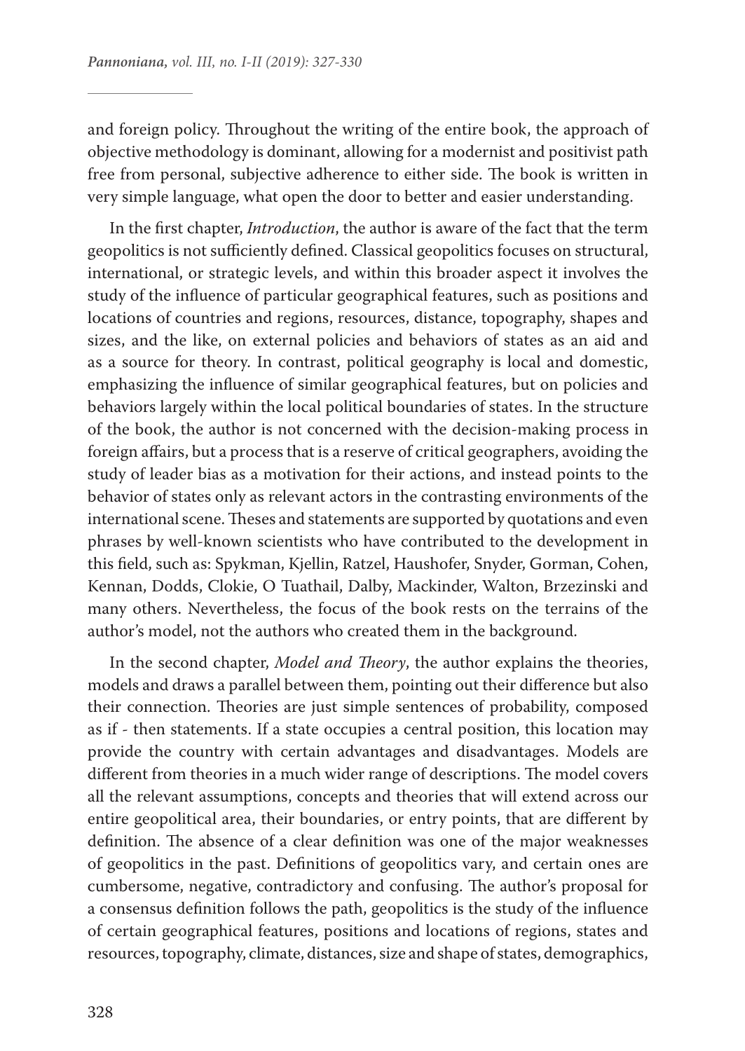and foreign policy. Throughout the writing of the entire book, the approach of objective methodology is dominant, allowing for a modernist and positivist path free from personal, subjective adherence to either side. The book is written in very simple language, what open the door to better and easier understanding.

In the first chapter, *Introduction*, the author is aware of the fact that the term geopolitics is not sufficiently defined. Classical geopolitics focuses on structural, international, or strategic levels, and within this broader aspect it involves the study of the influence of particular geographical features, such as positions and locations of countries and regions, resources, distance, topography, shapes and sizes, and the like, on external policies and behaviors of states as an aid and as a source for theory. In contrast, political geography is local and domestic, emphasizing the influence of similar geographical features, but on policies and behaviors largely within the local political boundaries of states. In the structure of the book, the author is not concerned with the decision-making process in foreign affairs, but a process that is a reserve of critical geographers, avoiding the study of leader bias as a motivation for their actions, and instead points to the behavior of states only as relevant actors in the contrasting environments of the international scene. Theses and statements are supported by quotations and even phrases by well-known scientists who have contributed to the development in this field, such as: Spykman, Kjellin, Ratzel, Haushofer, Snyder, Gorman, Cohen, Kennan, Dodds, Clokie, O Tuathail, Dalby, Mackinder, Walton, Brzezinski and many others. Nevertheless, the focus of the book rests on the terrains of the author's model, not the authors who created them in the background.

In the second chapter, *Model and Theory*, the author explains the theories, models and draws a parallel between them, pointing out their difference but also their connection. Theories are just simple sentences of probability, composed as if - then statements. If a state occupies a central position, this location may provide the country with certain advantages and disadvantages. Models are different from theories in a much wider range of descriptions. The model covers all the relevant assumptions, concepts and theories that will extend across our entire geopolitical area, their boundaries, or entry points, that are different by definition. The absence of a clear definition was one of the major weaknesses of geopolitics in the past. Definitions of geopolitics vary, and certain ones are cumbersome, negative, contradictory and confusing. The author's proposal for a consensus definition follows the path, geopolitics is the study of the influence of certain geographical features, positions and locations of regions, states and resources, topography, climate, distances, size and shape of states, demographics,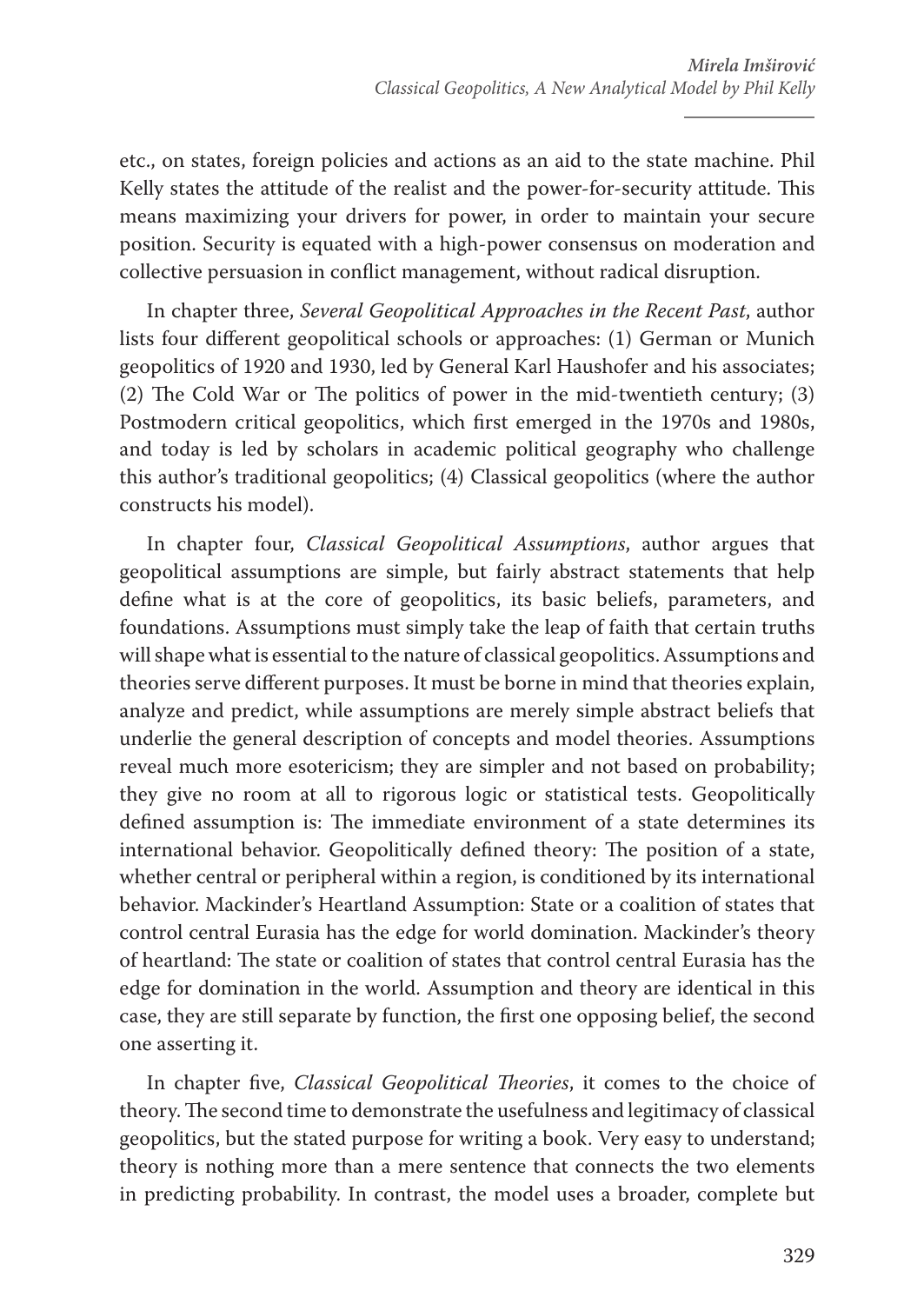etc., on states, foreign policies and actions as an aid to the state machine. Phil Kelly states the attitude of the realist and the power-for-security attitude. This means maximizing your drivers for power, in order to maintain your secure position. Security is equated with a high-power consensus on moderation and collective persuasion in conflict management, without radical disruption.

In chapter three, *Several Geopolitical Approaches in the Recent Past*, author lists four different geopolitical schools or approaches: (1) German or Munich geopolitics of 1920 and 1930, led by General Karl Haushofer and his associates; (2) The Cold War or The politics of power in the mid-twentieth century; (3) Postmodern critical geopolitics, which first emerged in the 1970s and 1980s, and today is led by scholars in academic political geography who challenge this author's traditional geopolitics; (4) Classical geopolitics (where the author constructs his model).

In chapter four, *Classical Geopolitical Assumptions*, author argues that geopolitical assumptions are simple, but fairly abstract statements that help define what is at the core of geopolitics, its basic beliefs, parameters, and foundations. Assumptions must simply take the leap of faith that certain truths will shape what is essential to the nature of classical geopolitics. Assumptions and theories serve different purposes. It must be borne in mind that theories explain, analyze and predict, while assumptions are merely simple abstract beliefs that underlie the general description of concepts and model theories. Assumptions reveal much more esotericism; they are simpler and not based on probability; they give no room at all to rigorous logic or statistical tests. Geopolitically defined assumption is: The immediate environment of a state determines its international behavior. Geopolitically defined theory: The position of a state, whether central or peripheral within a region, is conditioned by its international behavior. Mackinder's Heartland Assumption: State or a coalition of states that control central Eurasia has the edge for world domination. Mackinder's theory of heartland: The state or coalition of states that control central Eurasia has the edge for domination in the world. Assumption and theory are identical in this case, they are still separate by function, the first one opposing belief, the second one asserting it.

In chapter five, *Classical Geopolitical Theories*, it comes to the choice of theory. The second time to demonstrate the usefulness and legitimacy of classical geopolitics, but the stated purpose for writing a book. Very easy to understand; theory is nothing more than a mere sentence that connects the two elements in predicting probability. In contrast, the model uses a broader, complete but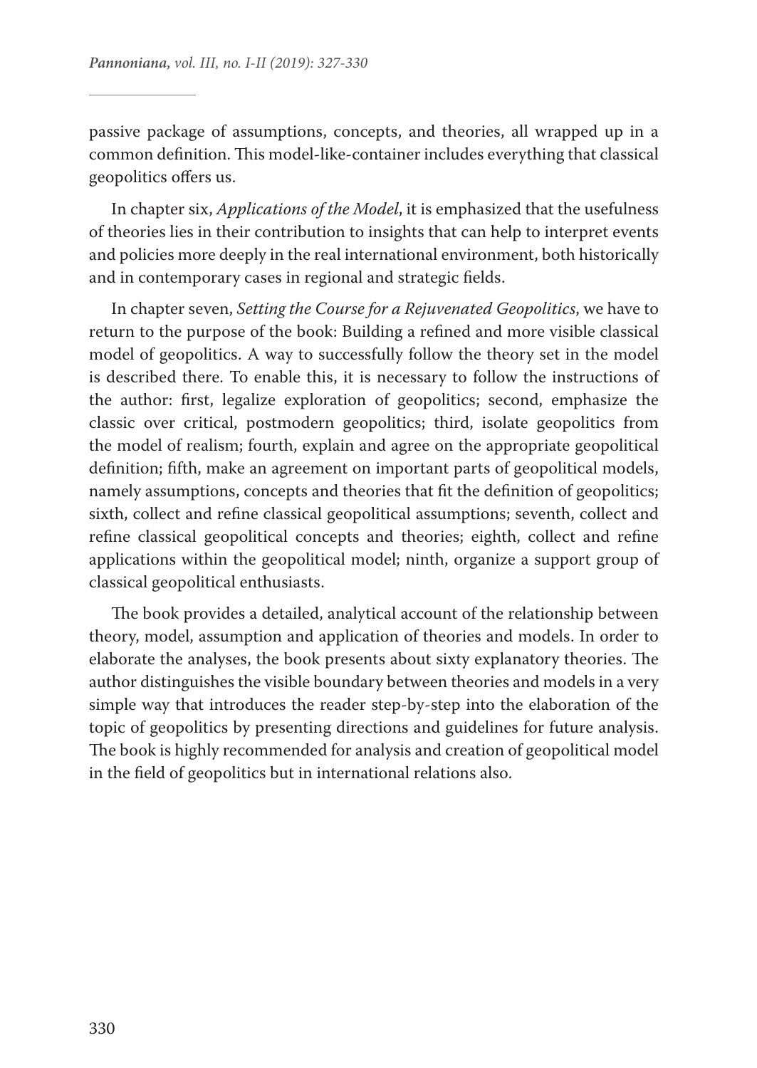passive package of assumptions, concepts, and theories, all wrapped up in a common definition. This model-like-container includes everything that classical geopolitics offers us.

In chapter six, *Applications of the Model*, it is emphasized that the usefulness of theories lies in their contribution to insights that can help to interpret events and policies more deeply in the real international environment, both historically and in contemporary cases in regional and strategic fields.

In chapter seven, *Setting the Course for a Rejuvenated Geopolitics*, we have to return to the purpose of the book: Building a refined and more visible classical model of geopolitics. A way to successfully follow the theory set in the model is described there. To enable this, it is necessary to follow the instructions of the author: first, legalize exploration of geopolitics; second, emphasize the classic over critical, postmodern geopolitics; third, isolate geopolitics from the model of realism; fourth, explain and agree on the appropriate geopolitical definition; fifth, make an agreement on important parts of geopolitical models, namely assumptions, concepts and theories that fit the definition of geopolitics; sixth, collect and refine classical geopolitical assumptions; seventh, collect and refine classical geopolitical concepts and theories; eighth, collect and refine applications within the geopolitical model; ninth, organize a support group of classical geopolitical enthusiasts.

The book provides a detailed, analytical account of the relationship between theory, model, assumption and application of theories and models. In order to elaborate the analyses, the book presents about sixty explanatory theories. The author distinguishes the visible boundary between theories and models in a very simple way that introduces the reader step-by-step into the elaboration of the topic of geopolitics by presenting directions and guidelines for future analysis. The book is highly recommended for analysis and creation of geopolitical model in the field of geopolitics but in international relations also.